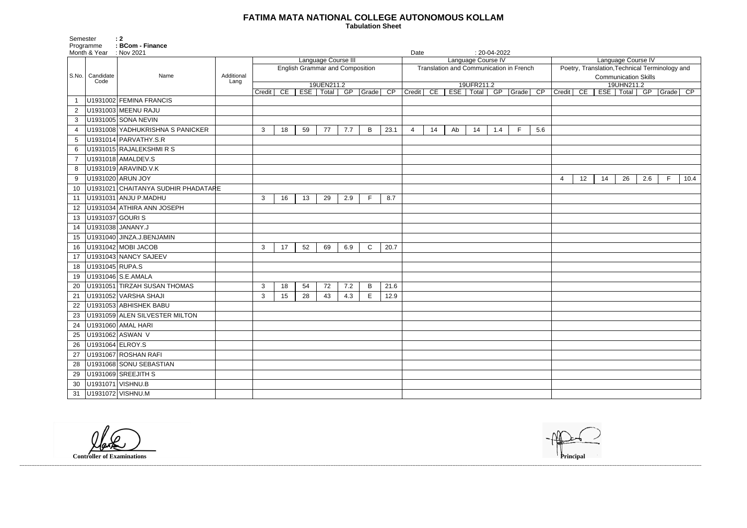# FATIMA MATA NATIONAL COLLEGE AUTONOMOUS KOLLAM

**Tabulation Sheet**

Semester : 2
Programme : BCom - Finance
Month & Year : Nov 2021
Date : 20-04-2022

| S.No. | Candidate Code | Name | Additional Lang | Language Course III English Grammar and Composition 19UEN211.2 | | | | | | | Language Course IV Translation and Communication in French 19UFR211.2 | | | | | | | Language Course IV Poetry, Translation, Technical Terminology and Communication Skills 19UHN211.2 | | | | | | |
|---|---|---|---|---|---|---|---|---|---|---|---|---|---|---|---|---|---|---|---|---|---|---|---|---|
| | | | | Credit | CE | ESE | Total | GP | Grade | CP | Credit | CE | ESE | Total | GP | Grade | CP | Credit | CE | ESE | Total | GP | Grade | CP |
| 1 | U1931002 | FEMINA FRANCIS | | | | | | | | | | | | | | | | | | | | | | |
| 2 | U1931003 | MEENU RAJU | | | | | | | | | | | | | | | | | | | | | | |
| 3 | U1931005 | SONA NEVIN | | | | | | | | | | | | | | | | | | | | | | |
| 4 | U1931008 | YADHUKRISHNA S PANICKER | | 3 | 18 | 59 | 77 | 7.7 | B | 23.1 | 4 | 14 | Ab | 14 | 1.4 | F | 5.6 | | | | | | | |
| 5 | U1931014 | PARVATHY.S.R | | | | | | | | | | | | | | | | | | | | | | |
| 6 | U1931015 | RAJALEKSHMI R S | | | | | | | | | | | | | | | | | | | | | | |
| 7 | U1931018 | AMALDEV.S | | | | | | | | | | | | | | | | | | | | | | |
| 8 | U1931019 | ARAVIND.V.K | | | | | | | | | | | | | | | | | | | | | | |
| 9 | U1931020 | ARUN JOY | | | | | | | | | | | | | | | | 4 | 12 | 14 | 26 | 2.6 | F | 10.4 |
| 10 | U1931021 | CHAITANYA SUDHIR PHADATARE | | | | | | | | | | | | | | | | | | | | | | |
| 11 | U1931031 | ANJU P.MADHU | | 3 | 16 | 13 | 29 | 2.9 | F | 8.7 | | | | | | | | | | | | | | |
| 12 | U1931034 | ATHIRA ANN JOSEPH | | | | | | | | | | | | | | | | | | | | | | |
| 13 | U1931037 | GOURI S | | | | | | | | | | | | | | | | | | | | | | |
| 14 | U1931038 | JANANY.J | | | | | | | | | | | | | | | | | | | | | | |
| 15 | U1931040 | JINZA.J.BENJAMIN | | | | | | | | | | | | | | | | | | | | | | |
| 16 | U1931042 | MOBI JACOB | | 3 | 17 | 52 | 69 | 6.9 | C | 20.7 | | | | | | | | | | | | | | |
| 17 | U1931043 | NANCY SAJEEV | | | | | | | | | | | | | | | | | | | | | | |
| 18 | U1931045 | RUPA.S | | | | | | | | | | | | | | | | | | | | | | |
| 19 | U1931046 | S.E.AMALA | | | | | | | | | | | | | | | | | | | | | | |
| 20 | U1931051 | TIRZAH SUSAN THOMAS | | 3 | 18 | 54 | 72 | 7.2 | B | 21.6 | | | | | | | | | | | | | | |
| 21 | U1931052 | VARSHA SHAJI | | 3 | 15 | 28 | 43 | 4.3 | E | 12.9 | | | | | | | | | | | | | | |
| 22 | U1931053 | ABHISHEK BABU | | | | | | | | | | | | | | | | | | | | | | |
| 23 | U1931059 | ALEN SILVESTER MILTON | | | | | | | | | | | | | | | | | | | | | | |
| 24 | U1931060 | AMAL HARI | | | | | | | | | | | | | | | | | | | | | | |
| 25 | U1931062 | ASWAN V | | | | | | | | | | | | | | | | | | | | | | |
| 26 | U1931064 | ELROY.S | | | | | | | | | | | | | | | | | | | | | | |
| 27 | U1931067 | ROSHAN RAFI | | | | | | | | | | | | | | | | | | | | | | |
| 28 | U1931068 | SONU SEBASTIAN | | | | | | | | | | | | | | | | | | | | | | |
| 29 | U1931069 | SREEJITH S | | | | | | | | | | | | | | | | | | | | | | |
| 30 | U1931071 | VISHNU.B | | | | | | | | | | | | | | | | | | | | | | |
| 31 | U1931072 | VISHNU.M | | | | | | | | | | | | | | | | | | | | | | |

**Controller of Examinations**

**Principal**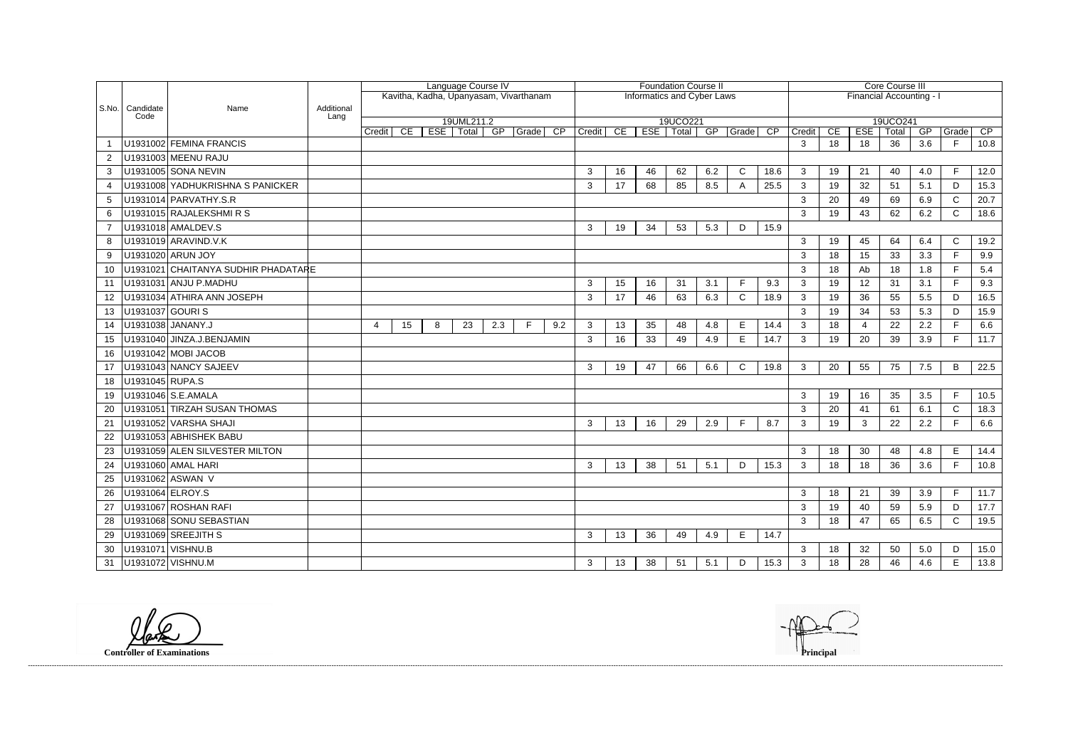| S.No. | Candidate Code | Name | Additional Lang | Language Course IV | | | | | | | Foundation Course II | | | | | | | Core Course III | | | | | | |
|---|---|---|---|---|---|---|---|---|---|---|---|---|---|---|---|---|---|---|---|---|---|---|---|---|
| | | | | Kavitha, Kadha, Upanyasam, Vivarthanam | | | | | | | Informatics and Cyber Laws | | | | | | | Financial Accounting - I | | | | | | |
| | | | | 19UML211.2 | | | | | | | 19UCO221 | | | | | | | 19UCO241 | | | | | | |
| | | | | Credit | CE | ESE | Total | GP | Grade | CP | Credit | CE | ESE | Total | GP | Grade | CP | Credit | CE | ESE | Total | GP | Grade | CP |
| 1 | U1931002 | FEMINA FRANCIS | | | | | | | | | | | | | | | | 3 | 18 | 18 | 36 | 3.6 | F | 10.8 |
| 2 | U1931003 | MEENU RAJU | | | | | | | | | | | | | | | | | | | | | | |
| 3 | U1931005 | SONA NEVIN | | | | | | | | | 3 | 16 | 46 | 62 | 6.2 | C | 18.6 | 3 | 19 | 21 | 40 | 4.0 | F | 12.0 |
| 4 | U1931008 | YADHUKRISHNA S PANICKER | | | | | | | | | 3 | 17 | 68 | 85 | 8.5 | A | 25.5 | 3 | 19 | 32 | 51 | 5.1 | D | 15.3 |
| 5 | U1931014 | PARVATHY.S.R | | | | | | | | | | | | | | | | 3 | 20 | 49 | 69 | 6.9 | C | 20.7 |
| 6 | U1931015 | RAJALEKSHMI R S | | | | | | | | | | | | | | | | 3 | 19 | 43 | 62 | 6.2 | C | 18.6 |
| 7 | U1931018 | AMALDEV.S | | | | | | | | | 3 | 19 | 34 | 53 | 5.3 | D | 15.9 | | | | | | | |
| 8 | U1931019 | ARAVIND.V.K | | | | | | | | | | | | | | | | 3 | 19 | 45 | 64 | 6.4 | C | 19.2 |
| 9 | U1931020 | ARUN JOY | | | | | | | | | | | | | | | | 3 | 18 | 15 | 33 | 3.3 | F | 9.9 |
| 10 | U1931021 | CHAITANYA SUDHIR PHADATARE | | | | | | | | | | | | | | | | 3 | 18 | Ab | 18 | 1.8 | F | 5.4 |
| 11 | U1931031 | ANJU P.MADHU | | | | | | | | | 3 | 15 | 16 | 31 | 3.1 | F | 9.3 | 3 | 19 | 12 | 31 | 3.1 | F | 9.3 |
| 12 | U1931034 | ATHIRA ANN JOSEPH | | | | | | | | | 3 | 17 | 46 | 63 | 6.3 | C | 18.9 | 3 | 19 | 36 | 55 | 5.5 | D | 16.5 |
| 13 | U1931037 | GOURI S | | | | | | | | | | | | | | | | 3 | 19 | 34 | 53 | 5.3 | D | 15.9 |
| 14 | U1931038 | JANANY.J | | 4 | 15 | 8 | 23 | 2.3 | F | 9.2 | 3 | 13 | 35 | 48 | 4.8 | E | 14.4 | 3 | 18 | 4 | 22 | 2.2 | F | 6.6 |
| 15 | U1931040 | JINZA.J.BENJAMIN | | | | | | | | | 3 | 16 | 33 | 49 | 4.9 | E | 14.7 | 3 | 19 | 20 | 39 | 3.9 | F | 11.7 |
| 16 | U1931042 | MOBI JACOB | | | | | | | | | | | | | | | | | | | | | | |
| 17 | U1931043 | NANCY SAJEEV | | | | | | | | | 3 | 19 | 47 | 66 | 6.6 | C | 19.8 | 3 | 20 | 55 | 75 | 7.5 | B | 22.5 |
| 18 | U1931045 | RUPA.S | | | | | | | | | | | | | | | | | | | | | | |
| 19 | U1931046 | S.E.AMALA | | | | | | | | | | | | | | | | 3 | 19 | 16 | 35 | 3.5 | F | 10.5 |
| 20 | U1931051 | TIRZAH SUSAN THOMAS | | | | | | | | | | | | | | | | 3 | 20 | 41 | 61 | 6.1 | C | 18.3 |
| 21 | U1931052 | VARSHA SHAJI | | | | | | | | | 3 | 13 | 16 | 29 | 2.9 | F | 8.7 | 3 | 19 | 3 | 22 | 2.2 | F | 6.6 |
| 22 | U1931053 | ABHISHEK BABU | | | | | | | | | | | | | | | | | | | | | | |
| 23 | U1931059 | ALEN SILVESTER MILTON | | | | | | | | | | | | | | | | 3 | 18 | 30 | 48 | 4.8 | E | 14.4 |
| 24 | U1931060 | AMAL HARI | | | | | | | | | 3 | 13 | 38 | 51 | 5.1 | D | 15.3 | 3 | 18 | 18 | 36 | 3.6 | F | 10.8 |
| 25 | U1931062 | ASWAN V | | | | | | | | | | | | | | | | | | | | | | |
| 26 | U1931064 | ELROY.S | | | | | | | | | | | | | | | | 3 | 18 | 21 | 39 | 3.9 | F | 11.7 |
| 27 | U1931067 | ROSHAN RAFI | | | | | | | | | | | | | | | | 3 | 19 | 40 | 59 | 5.9 | D | 17.7 |
| 28 | U1931068 | SONU SEBASTIAN | | | | | | | | | | | | | | | | 3 | 18 | 47 | 65 | 6.5 | C | 19.5 |
| 29 | U1931069 | SREEJITH S | | | | | | | | | 3 | 13 | 36 | 49 | 4.9 | E | 14.7 | | | | | | | |
| 30 | U1931071 | VISHNU.B | | | | | | | | | | | | | | | | 3 | 18 | 32 | 50 | 5.0 | D | 15.0 |
| 31 | U1931072 | VISHNU.M | | | | | | | | | 3 | 13 | 38 | 51 | 5.1 | D | 15.3 | 3 | 18 | 28 | 46 | 4.6 | E | 13.8 |

**Controller of Examinations**

**Principal**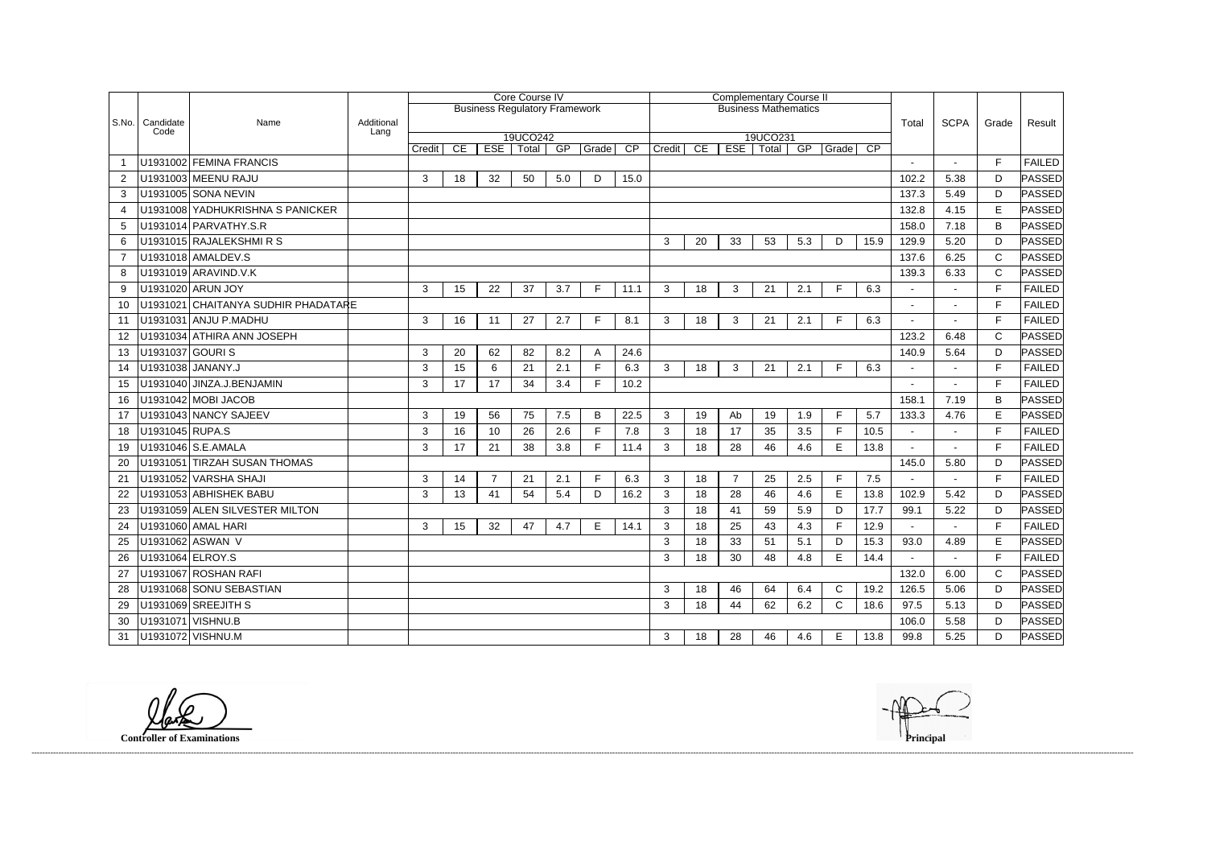| S.No. | Candidate Code | Name | Additional Lang | Core Course IV | | | | | | | Complementary Course II | | | | | | | Total | SCPA | Grade | Result |
|---|---|---|---|---|---|---|---|---|---|---|---|---|---|---|---|---|---|---|---|---|---|
| | | | | Business Regulatory Framework | | | | | | | Business Mathematics | | | | | | | | | | |
| | | | | 19UCO242 | | | | | | | 19UCO231 | | | | | | | | | | |
| | | | | Credit | CE | ESE | Total | GP | Grade | CP | Credit | CE | ESE | Total | GP | Grade | CP | | | | |
| 1 | U1931002 | FEMINA FRANCIS | | | | | | | | | | | | | | | | - | - | F | FAILED |
| 2 | U1931003 | MEENU RAJU | | 3 | 18 | 32 | 50 | 5.0 | D | 15.0 | | | | | | | | 102.2 | 5.38 | D | PASSED |
| 3 | U1931005 | SONA NEVIN | | | | | | | | | | | | | | | | 137.3 | 5.49 | D | PASSED |
| 4 | U1931008 | YADHUKRISHNA S PANICKER | | | | | | | | | | | | | | | | 132.8 | 4.15 | E | PASSED |
| 5 | U1931014 | PARVATHY.S.R | | | | | | | | | | | | | | | | 158.0 | 7.18 | B | PASSED |
| 6 | U1931015 | RAJALEKSHMI R S | | | | | | | | | 3 | 20 | 33 | 53 | 5.3 | D | 15.9 | 129.9 | 5.20 | D | PASSED |
| 7 | U1931018 | AMALDEV.S | | | | | | | | | | | | | | | | 137.6 | 6.25 | C | PASSED |
| 8 | U1931019 | ARAVIND.V.K | | | | | | | | | | | | | | | | 139.3 | 6.33 | C | PASSED |
| 9 | U1931020 | ARUN JOY | | 3 | 15 | 22 | 37 | 3.7 | F | 11.1 | 3 | 18 | 3 | 21 | 2.1 | F | 6.3 | - | - | F | FAILED |
| 10 | U1931021 | CHAITANYA SUDHIR PHADATARE | | | | | | | | | | | | | | | | - | - | F | FAILED |
| 11 | U1931031 | ANJU P.MADHU | | 3 | 16 | 11 | 27 | 2.7 | F | 8.1 | 3 | 18 | 3 | 21 | 2.1 | F | 6.3 | - | - | F | FAILED |
| 12 | U1931034 | ATHIRA ANN JOSEPH | | | | | | | | | | | | | | | | 123.2 | 6.48 | C | PASSED |
| 13 | U1931037 | GOURI S | | 3 | 20 | 62 | 82 | 8.2 | A | 24.6 | | | | | | | | 140.9 | 5.64 | D | PASSED |
| 14 | U1931038 | JANANY.J | | 3 | 15 | 6 | 21 | 2.1 | F | 6.3 | 3 | 18 | 3 | 21 | 2.1 | F | 6.3 | - | - | F | FAILED |
| 15 | U1931040 | JINZA.J.BENJAMIN | | 3 | 17 | 17 | 34 | 3.4 | F | 10.2 | | | | | | | | - | - | F | FAILED |
| 16 | U1931042 | MOBI JACOB | | | | | | | | | | | | | | | | 158.1 | 7.19 | B | PASSED |
| 17 | U1931043 | NANCY SAJEEV | | 3 | 19 | 56 | 75 | 7.5 | B | 22.5 | 3 | 19 | Ab | 19 | 1.9 | F | 5.7 | 133.3 | 4.76 | E | PASSED |
| 18 | U1931045 | RUPA.S | | 3 | 16 | 10 | 26 | 2.6 | F | 7.8 | 3 | 18 | 17 | 35 | 3.5 | F | 10.5 | - | - | F | FAILED |
| 19 | U1931046 | S.E.AMALA | | 3 | 17 | 21 | 38 | 3.8 | F | 11.4 | 3 | 18 | 28 | 46 | 4.6 | E | 13.8 | - | - | F | FAILED |
| 20 | U1931051 | TIRZAH SUSAN THOMAS | | | | | | | | | | | | | | | | 145.0 | 5.80 | D | PASSED |
| 21 | U1931052 | VARSHA SHAJI | | 3 | 14 | 7 | 21 | 2.1 | F | 6.3 | 3 | 18 | 7 | 25 | 2.5 | F | 7.5 | - | - | F | FAILED |
| 22 | U1931053 | ABHISHEK BABU | | 3 | 13 | 41 | 54 | 5.4 | D | 16.2 | 3 | 18 | 28 | 46 | 4.6 | E | 13.8 | 102.9 | 5.42 | D | PASSED |
| 23 | U1931059 | ALEN SILVESTER MILTON | | | | | | | | | 3 | 18 | 41 | 59 | 5.9 | D | 17.7 | 99.1 | 5.22 | D | PASSED |
| 24 | U1931060 | AMAL HARI | | 3 | 15 | 32 | 47 | 4.7 | E | 14.1 | 3 | 18 | 25 | 43 | 4.3 | F | 12.9 | - | - | F | FAILED |
| 25 | U1931062 | ASWAN V | | | | | | | | | 3 | 18 | 33 | 51 | 5.1 | D | 15.3 | 93.0 | 4.89 | E | PASSED |
| 26 | U1931064 | ELROY.S | | | | | | | | | 3 | 18 | 30 | 48 | 4.8 | E | 14.4 | - | - | F | FAILED |
| 27 | U1931067 | ROSHAN RAFI | | | | | | | | | | | | | | | | 132.0 | 6.00 | C | PASSED |
| 28 | U1931068 | SONU SEBASTIAN | | | | | | | | | 3 | 18 | 46 | 64 | 6.4 | C | 19.2 | 126.5 | 5.06 | D | PASSED |
| 29 | U1931069 | SREEJITH S | | | | | | | | | 3 | 18 | 44 | 62 | 6.2 | C | 18.6 | 97.5 | 5.13 | D | PASSED |
| 30 | U1931071 | VISHNU.B | | | | | | | | | | | | | | | | 106.0 | 5.58 | D | PASSED |
| 31 | U1931072 | VISHNU.M | | | | | | | | | 3 | 18 | 28 | 46 | 4.6 | E | 13.8 | 99.8 | 5.25 | D | PASSED |

**Controller of Examinations**

**Principal**